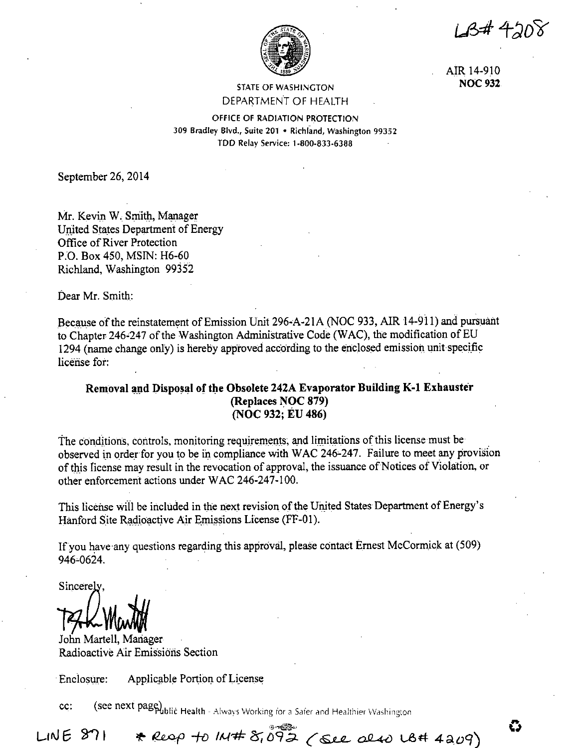LB# 4208

AIR 14-910
**NOC 932**

STATE OF WASHINGTON
DEPARTMENT OF HEALTH
OFFICE OF RADIATION PROTECTION
309 Bradley Blvd., Suite 201 • Richland, Washington 99352
TDD Relay Service: 1-800-833-6388

September 26, 2014

Mr. Kevin W. Smith, Manager
United States Department of Energy
Office of River Protection
P.O. Box 450, MSIN: H6-60
Richland, Washington 99352

Dear Mr. Smith:

Because of the reinstatement of Emission Unit 296-A-21A (NOC 933, AIR 14-911) and pursuant to Chapter 246-247 of the Washington Administrative Code (WAC), the modification of EU 1294 (name change only) is hereby approved according to the enclosed emission unit specific license for:

**Removal and Disposal of the Obsolete 242A Evaporator Building K-1 Exhauster**
**(Replaces NOC 879)**
**(NOC 932; EU 486)**

The conditions, controls, monitoring requirements, and limitations of this license must be observed in order for you to be in compliance with WAC 246-247. Failure to meet any provision of this license may result in the revocation of approval, the issuance of Notices of Violation, or other enforcement actions under WAC 246-247-100.

This license will be included in the next revision of the United States Department of Energy's Hanford Site Radioactive Air Emissions License (FF-01).

If you have any questions regarding this approval, please contact Ernest McCormick at (509) 946-0624.

Sincerely,

John Martell, Manager
Radioactive Air Emissions Section

Enclosure: Applicable Portion of License

cc: (see next page)

LINE 871 * Resp to IM# 8,092 (See also LB# 4209)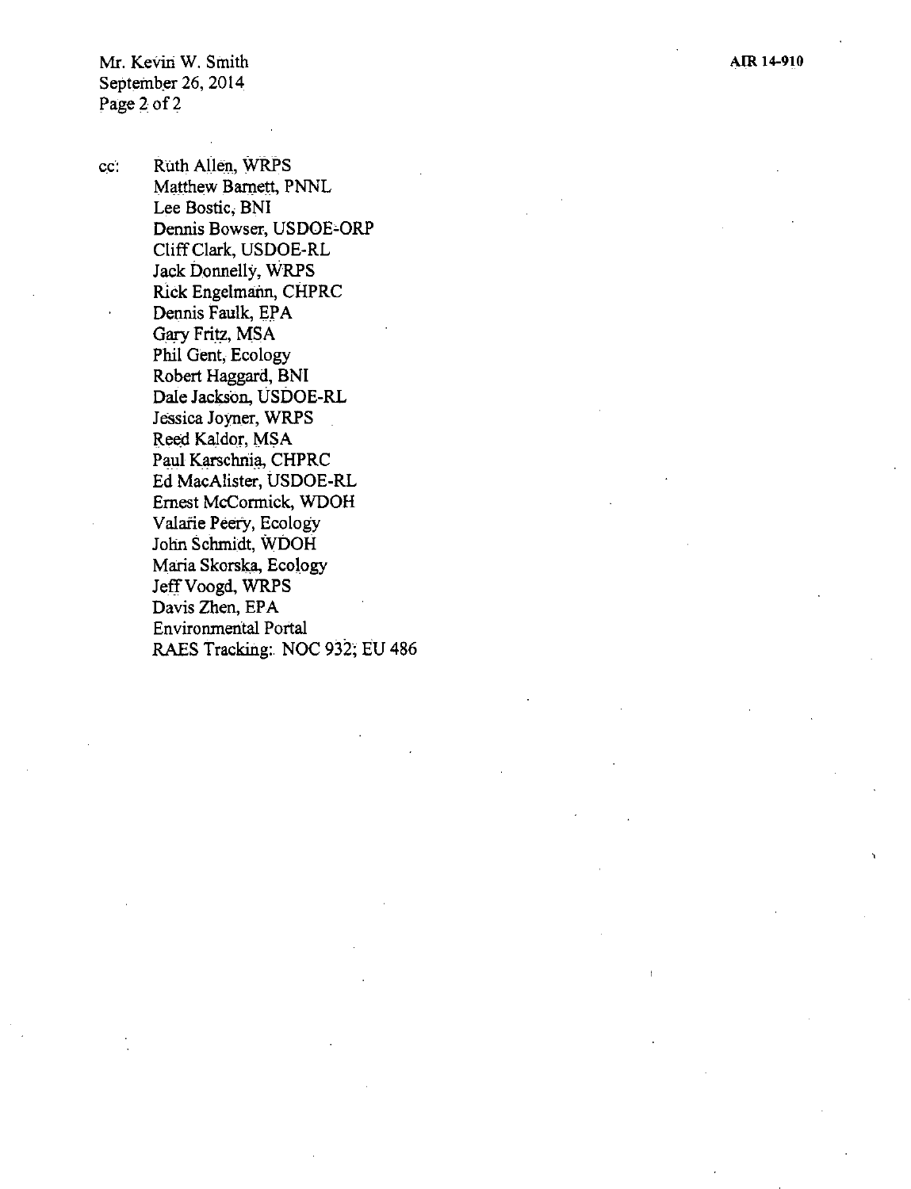cc: Ruth Allen, WRPS
Matthew Barnett, PNNL
Lee Bostic, BNI
Dennis Bowser, USDOE-ORP
Cliff Clark, USDOE-RL
Jack Donnelly, WRPS
Rick Engelmann, CHPRC
Dennis Faulk, EPA
Gary Fritz, MSA
Phil Gent, Ecology
Robert Haggard, BNI
Dale Jackson, USDOE-RL
Jessica Joyner, WRPS
Reed Kaldor, MSA
Paul Karschnia, CHPRC
Ed MacAlister, USDOE-RL
Ernest McCormick, WDOH
Valarie Peery, Ecology
John Schmidt, WDOH
Maria Skorska, Ecology
Jeff Voogd, WRPS
Davis Zhen, EPA
Environmental Portal
RAES Tracking: NOC 932; EU 486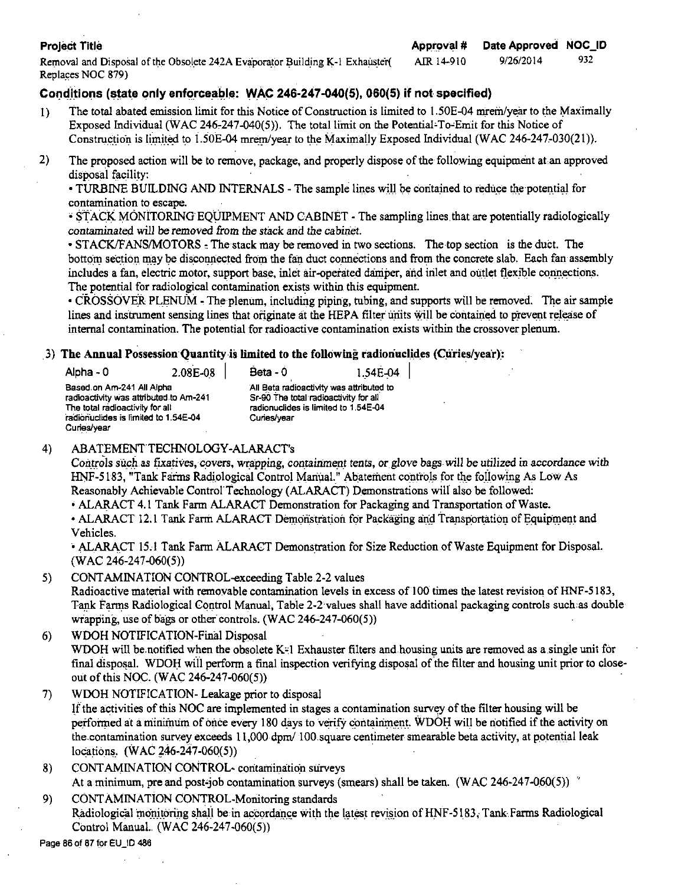| Project Title | Approval # | Date Approved | NOC_ID |
|---|---|---|---|
| Removal and Disposal of the Obsolete 242A Evaporator Building K-1 Exhauster( Replaces NOC 879) | AIR 14-910 | 9/26/2014 | 932 |

## Conditions (state only enforceable: WAC 246-247-040(5), 060(5) if not specified)

1) The total abated emission limit for this Notice of Construction is limited to 1.50E-04 mrem/year to the Maximally Exposed Individual (WAC 246-247-040(5)). The total limit on the Potential-To-Emit for this Notice of Construction is limited to 1.50E-04 mrem/year to the Maximally Exposed Individual (WAC 246-247-030(21)).

2) The proposed action will be to remove, package, and properly dispose of the following equipment at an approved disposal facility:
   - TURBINE BUILDING AND INTERNALS - The sample lines will be contained to reduce the potential for contamination to escape.
   - STACK MONITORING EQUIPMENT AND CABINET - The sampling lines that are potentially radiologically contaminated will be removed from the stack and the cabinet.
   - STACK/FANS/MOTORS - The stack may be removed in two sections. The top section is the duct. The bottom section may be disconnected from the fan duct connections and from the concrete slab. Each fan assembly includes a fan, electric motor, support base, inlet air-operated damper, and inlet and outlet flexible connections. The potential for radiological contamination exists within this equipment.
   - CROSSOVER PLENUM - The plenum, including piping, tubing, and supports will be removed. The air sample lines and instrument sensing lines that originate at the HEPA filter units will be contained to prevent release of internal contamination. The potential for radioactive contamination exists within the crossover plenum.

3) **The Annual Possession Quantity is limited to the following radionuclides (Curies/year):**

| Alpha - 0 | 2.08E-08 | Beta - 0 | 1.54E-04 |
|---|---|---|---|
| Based on Am-241 All Alpha radioactivity was attributed to Am-241 The total radioactivity for all radionuclides is limited to 1.54E-04 Curies/year | | All Beta radioactivity was attributed to Sr-90 The total radioactivity for all radionuclides is limited to 1.54E-04 Curies/year | |

4) ABATEMENT TECHNOLOGY-ALARACT's
   *Controls such as fixatives, covers, wrapping, containment tents, or glove bags will be utilized in accordance with* HNF-5183, "Tank Farms Radiological Control Manual." Abatement controls for the following As Low As Reasonably Achievable Control Technology (ALARACT) Demonstrations will also be followed:
   - ALARACT 4.1 Tank Farm ALARACT Demonstration for Packaging and Transportation of Waste.
   - ALARACT 12.1 Tank Farm ALARACT Demonstration for Packaging and Transportation of Equipment and Vehicles.
   - ALARACT 15.1 Tank Farm ALARACT Demonstration for Size Reduction of Waste Equipment for Disposal. (WAC 246-247-060(5))

5) CONTAMINATION CONTROL-exceeding Table 2-2 values
   Radioactive material with removable contamination levels in excess of 100 times the latest revision of HNF-5183, Tank Farms Radiological Control Manual, Table 2-2 values shall have additional packaging controls such as double wrapping, use of bags or other controls. (WAC 246-247-060(5))

6) WDOH NOTIFICATION-Final Disposal
   WDOH will be notified when the obsolete K-1 Exhauster filters and housing units are removed as a single unit for final disposal. WDOH will perform a final inspection verifying disposal of the filter and housing unit prior to close-out of this NOC. (WAC 246-247-060(5))

7) WDOH NOTIFICATION- Leakage prior to disposal
   If the activities of this NOC are implemented in stages a contamination survey of the filter housing will be performed at a minimum of once every 180 days to verify containment. WDOH will be notified if the activity on the contamination survey exceeds 11,000 dpm/ 100 square centimeter smearable beta activity, at potential leak locations. (WAC 246-247-060(5))

8) CONTAMINATION CONTROL- contamination surveys
   At a minimum, pre and post-job contamination surveys (smears) shall be taken. (WAC 246-247-060(5))

9) CONTAMINATION CONTROL-Monitoring standards
   Radiological monitoring shall be in accordance with the latest revision of HNF-5183, Tank Farms Radiological Control Manual. (WAC 246-247-060(5))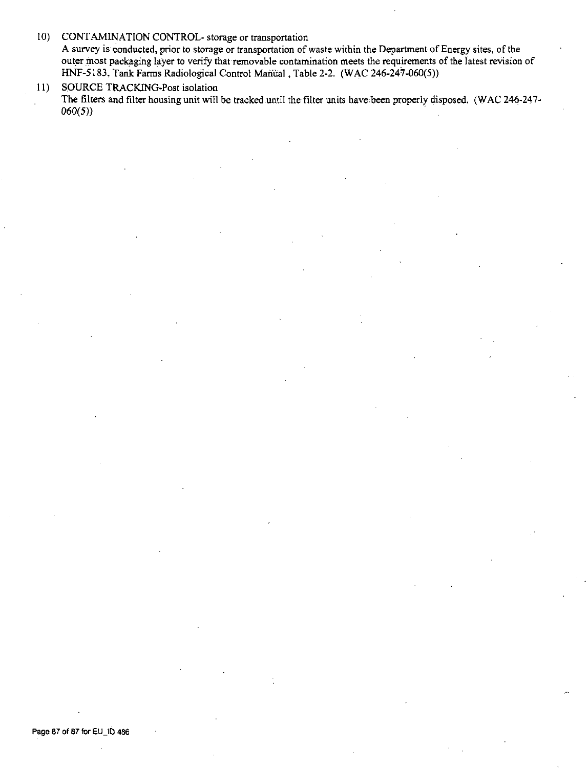10) CONTAMINATION CONTROL- storage or transportation

    A survey is conducted, prior to storage or transportation of waste within the Department of Energy sites, of the outer most packaging layer to verify that removable contamination meets the requirements of the latest revision of HNF-5183, Tank Farms Radiological Control Manual , Table 2-2. (WAC 246-247-060(5))

11) SOURCE TRACKING-Post isolation

    The filters and filter housing unit will be tracked until the filter units have been properly disposed. (WAC 246-247-060(5))